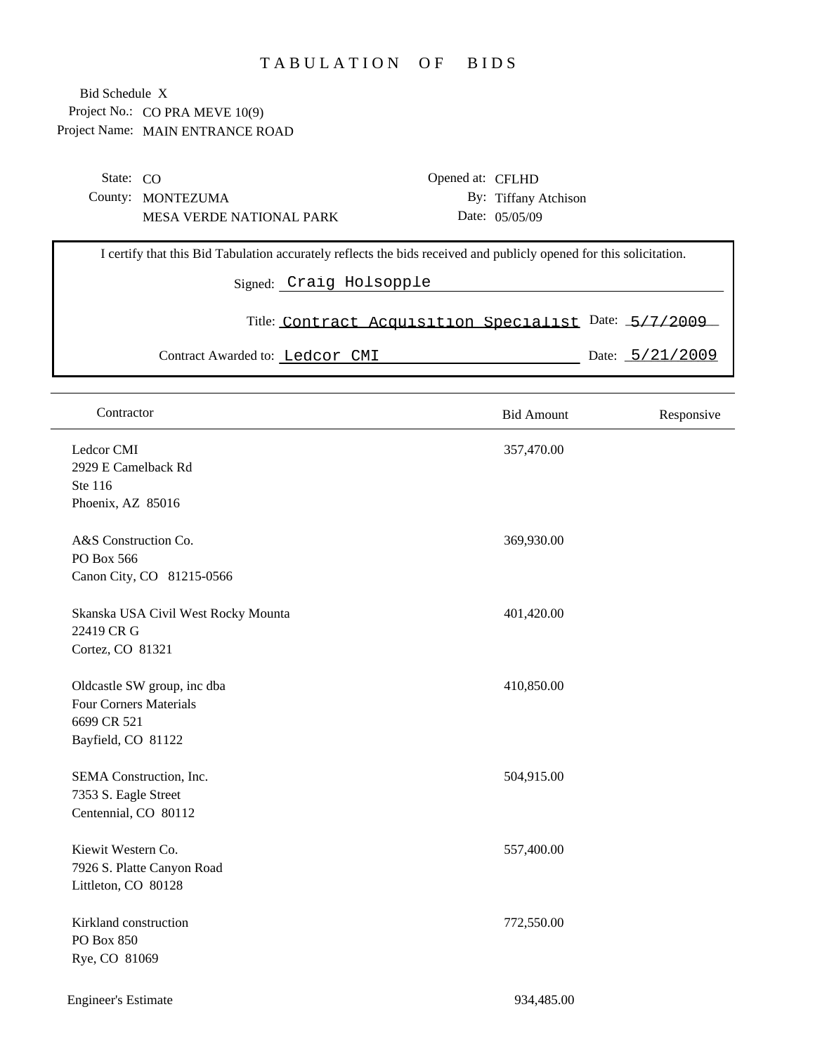# TABULATION OF BIDS

Bid Schedule X
Project No.: CO PRA MEVE 10(9)
Project Name: MAIN ENTRANCE ROAD

State: CO
County: MONTEZUMA
MESA VERDE NATIONAL PARK

Opened at: CFLHD
By: Tiffany Atchison
Date: 05/05/09

I certify that this Bid Tabulation accurately reflects the bids received and publicly opened for this solicitation.

Signed: Craig Holsopple

Title: Contract Acquisition Specialist Date: 5/7/2009

Contract Awarded to: Ledcor CMI Date: 5/21/2009

| Contractor | Bid Amount | Responsive |
|---|---|---|
| Ledcor CMI<br>2929 E Camelback Rd<br>Ste 116<br>Phoenix, AZ 85016 | 357,470.00 | |
| A&S Construction Co.<br>PO Box 566<br>Canon City, CO 81215-0566 | 369,930.00 | |
| Skanska USA Civil West Rocky Mounta<br>22419 CR G<br>Cortez, CO 81321 | 401,420.00 | |
| Oldcastle SW group, inc dba<br>Four Corners Materials<br>6699 CR 521<br>Bayfield, CO 81122 | 410,850.00 | |
| SEMA Construction, Inc.<br>7353 S. Eagle Street<br>Centennial, CO 80112 | 504,915.00 | |
| Kiewit Western Co.<br>7926 S. Platte Canyon Road<br>Littleton, CO 80128 | 557,400.00 | |
| Kirkland construction<br>PO Box 850<br>Rye, CO 81069 | 772,550.00 | |
| Engineer's Estimate | 934,485.00 | |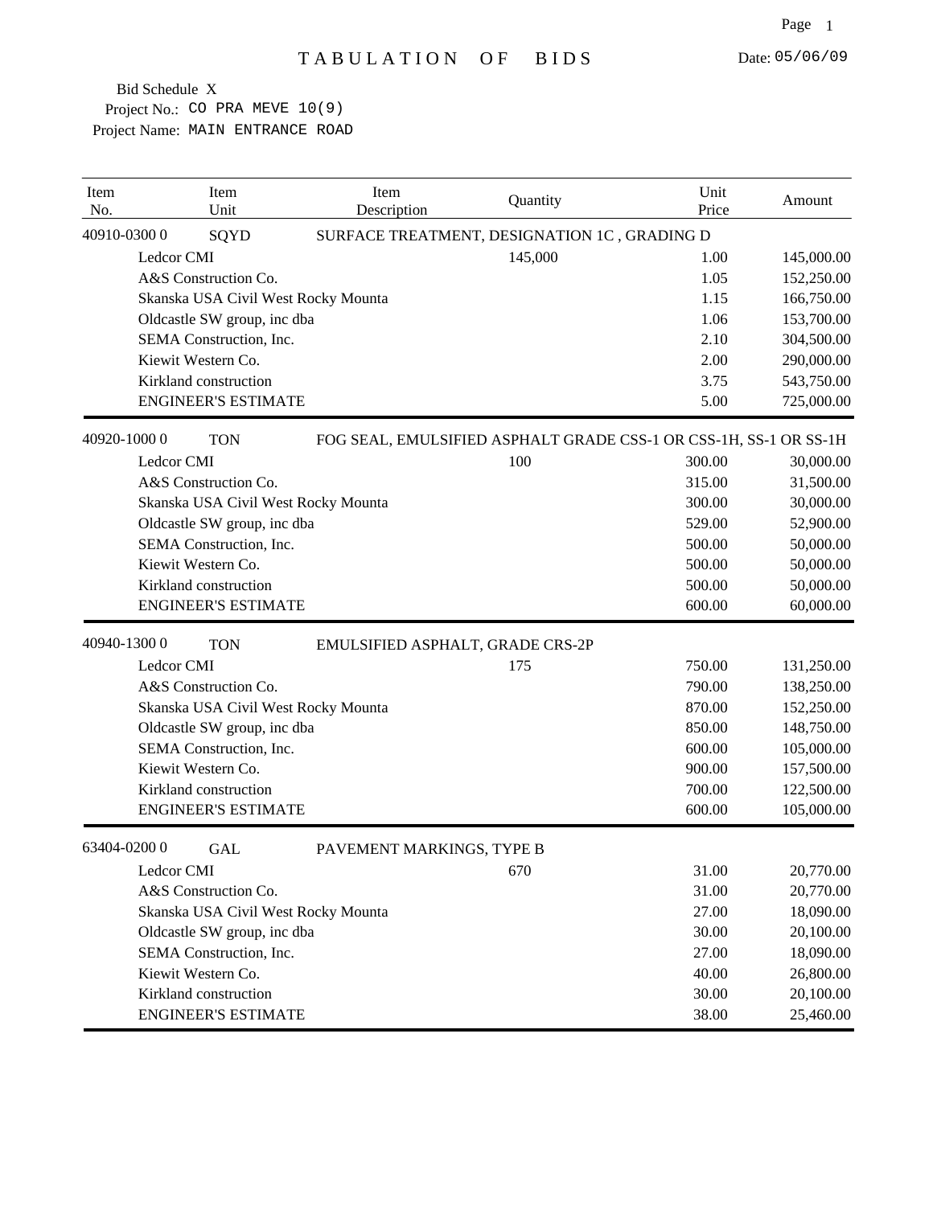# TABULATION OF BIDS

Date: 05/06/09

Bid Schedule X
Project No.: CO PRA MEVE 10(9)
Project Name: MAIN ENTRANCE ROAD

| Item No. | Item Unit | Item Description | Quantity | Unit Price | Amount |
|---|---|---|---|---|---|
| 40910-0300 0 | SQYD | SURFACE TREATMENT, DESIGNATION 1C , GRADING D | | | |
| | Ledcor CMI | | 145,000 | 1.00 | 145,000.00 |
| | A&S Construction Co. | | | 1.05 | 152,250.00 |
| | Skanska USA Civil West Rocky Mounta | | | 1.15 | 166,750.00 |
| | Oldcastle SW group, inc dba | | | 1.06 | 153,700.00 |
| | SEMA Construction, Inc. | | | 2.10 | 304,500.00 |
| | Kiewit Western Co. | | | 2.00 | 290,000.00 |
| | Kirkland construction | | | 3.75 | 543,750.00 |
| | ENGINEER'S ESTIMATE | | | 5.00 | 725,000.00 |
| 40920-1000 0 | TON | FOG SEAL, EMULSIFIED ASPHALT GRADE CSS-1 OR CSS-1H, SS-1 OR SS-1H | | | |
| | Ledcor CMI | | 100 | 300.00 | 30,000.00 |
| | A&S Construction Co. | | | 315.00 | 31,500.00 |
| | Skanska USA Civil West Rocky Mounta | | | 300.00 | 30,000.00 |
| | Oldcastle SW group, inc dba | | | 529.00 | 52,900.00 |
| | SEMA Construction, Inc. | | | 500.00 | 50,000.00 |
| | Kiewit Western Co. | | | 500.00 | 50,000.00 |
| | Kirkland construction | | | 500.00 | 50,000.00 |
| | ENGINEER'S ESTIMATE | | | 600.00 | 60,000.00 |
| 40940-1300 0 | TON | EMULSIFIED ASPHALT, GRADE CRS-2P | | | |
| | Ledcor CMI | | 175 | 750.00 | 131,250.00 |
| | A&S Construction Co. | | | 790.00 | 138,250.00 |
| | Skanska USA Civil West Rocky Mounta | | | 870.00 | 152,250.00 |
| | Oldcastle SW group, inc dba | | | 850.00 | 148,750.00 |
| | SEMA Construction, Inc. | | | 600.00 | 105,000.00 |
| | Kiewit Western Co. | | | 900.00 | 157,500.00 |
| | Kirkland construction | | | 700.00 | 122,500.00 |
| | ENGINEER'S ESTIMATE | | | 600.00 | 105,000.00 |
| 63404-0200 0 | GAL | PAVEMENT MARKINGS, TYPE B | | | |
| | Ledcor CMI | | 670 | 31.00 | 20,770.00 |
| | A&S Construction Co. | | | 31.00 | 20,770.00 |
| | Skanska USA Civil West Rocky Mounta | | | 27.00 | 18,090.00 |
| | Oldcastle SW group, inc dba | | | 30.00 | 20,100.00 |
| | SEMA Construction, Inc. | | | 27.00 | 18,090.00 |
| | Kiewit Western Co. | | | 40.00 | 26,800.00 |
| | Kirkland construction | | | 30.00 | 20,100.00 |
| | ENGINEER'S ESTIMATE | | | 38.00 | 25,460.00 |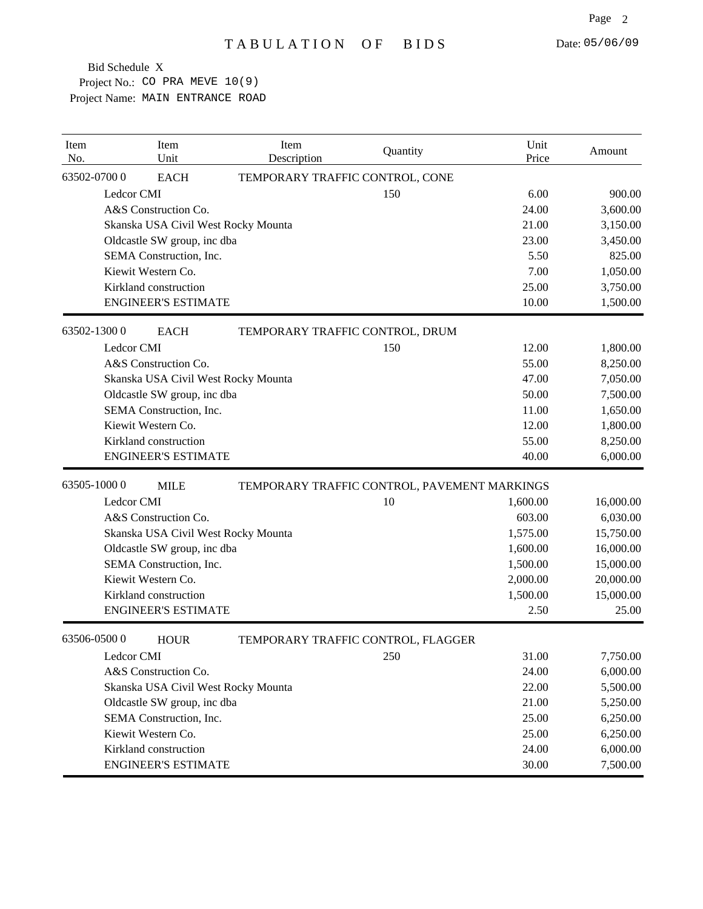# TABULATION OF BIDS

Date: 05/06/09

Bid Schedule X
Project No.: CO PRA MEVE 10(9)
Project Name: MAIN ENTRANCE ROAD

| Item No. | Item Unit | Item Description | Quantity | Unit Price | Amount |
|---|---|---|---|---|---|
| 63502-0700 0 | EACH | TEMPORARY TRAFFIC CONTROL, CONE | | | |
| | Ledcor CMI | | 150 | 6.00 | 900.00 |
| | A&S Construction Co. | | | 24.00 | 3,600.00 |
| | Skanska USA Civil West Rocky Mounta | | | 21.00 | 3,150.00 |
| | Oldcastle SW group, inc dba | | | 23.00 | 3,450.00 |
| | SEMA Construction, Inc. | | | 5.50 | 825.00 |
| | Kiewit Western Co. | | | 7.00 | 1,050.00 |
| | Kirkland construction | | | 25.00 | 3,750.00 |
| | ENGINEER'S ESTIMATE | | | 10.00 | 1,500.00 |
| 63502-1300 0 | EACH | TEMPORARY TRAFFIC CONTROL, DRUM | | | |
| | Ledcor CMI | | 150 | 12.00 | 1,800.00 |
| | A&S Construction Co. | | | 55.00 | 8,250.00 |
| | Skanska USA Civil West Rocky Mounta | | | 47.00 | 7,050.00 |
| | Oldcastle SW group, inc dba | | | 50.00 | 7,500.00 |
| | SEMA Construction, Inc. | | | 11.00 | 1,650.00 |
| | Kiewit Western Co. | | | 12.00 | 1,800.00 |
| | Kirkland construction | | | 55.00 | 8,250.00 |
| | ENGINEER'S ESTIMATE | | | 40.00 | 6,000.00 |
| 63505-1000 0 | MILE | TEMPORARY TRAFFIC CONTROL, PAVEMENT MARKINGS | | | |
| | Ledcor CMI | | 10 | 1,600.00 | 16,000.00 |
| | A&S Construction Co. | | | 603.00 | 6,030.00 |
| | Skanska USA Civil West Rocky Mounta | | | 1,575.00 | 15,750.00 |
| | Oldcastle SW group, inc dba | | | 1,600.00 | 16,000.00 |
| | SEMA Construction, Inc. | | | 1,500.00 | 15,000.00 |
| | Kiewit Western Co. | | | 2,000.00 | 20,000.00 |
| | Kirkland construction | | | 1,500.00 | 15,000.00 |
| | ENGINEER'S ESTIMATE | | | 2.50 | 25.00 |
| 63506-0500 0 | HOUR | TEMPORARY TRAFFIC CONTROL, FLAGGER | | | |
| | Ledcor CMI | | 250 | 31.00 | 7,750.00 |
| | A&S Construction Co. | | | 24.00 | 6,000.00 |
| | Skanska USA Civil West Rocky Mounta | | | 22.00 | 5,500.00 |
| | Oldcastle SW group, inc dba | | | 21.00 | 5,250.00 |
| | SEMA Construction, Inc. | | | 25.00 | 6,250.00 |
| | Kiewit Western Co. | | | 25.00 | 6,250.00 |
| | Kirkland construction | | | 24.00 | 6,000.00 |
| | ENGINEER'S ESTIMATE | | | 30.00 | 7,500.00 |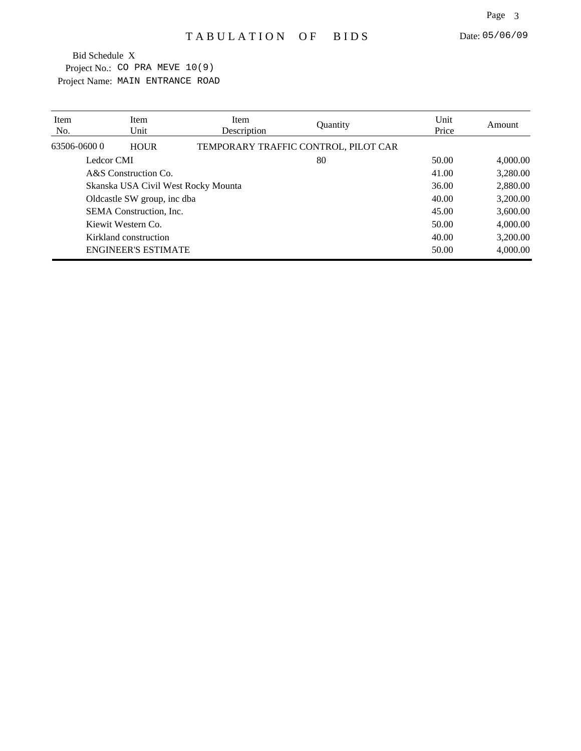# T A B U L A T I O N   O F   B I D S

Date: 05/06/09

Bid Schedule X
Project No.: CO PRA MEVE 10(9)
Project Name: MAIN ENTRANCE ROAD

| Item No. | Item Unit | Item Description | Quantity | Unit Price | Amount |
|---|---|---|---|---|---|
| 63506-0600 0 | HOUR | TEMPORARY TRAFFIC CONTROL, PILOT CAR | | | |
| | Ledcor CMI | | 80 | 50.00 | 4,000.00 |
| | A&S Construction Co. | | | 41.00 | 3,280.00 |
| | Skanska USA Civil West Rocky Mounta | | | 36.00 | 2,880.00 |
| | Oldcastle SW group, inc dba | | | 40.00 | 3,200.00 |
| | SEMA Construction, Inc. | | | 45.00 | 3,600.00 |
| | Kiewit Western Co. | | | 50.00 | 4,000.00 |
| | Kirkland construction | | | 40.00 | 3,200.00 |
| | ENGINEER'S ESTIMATE | | | 50.00 | 4,000.00 |